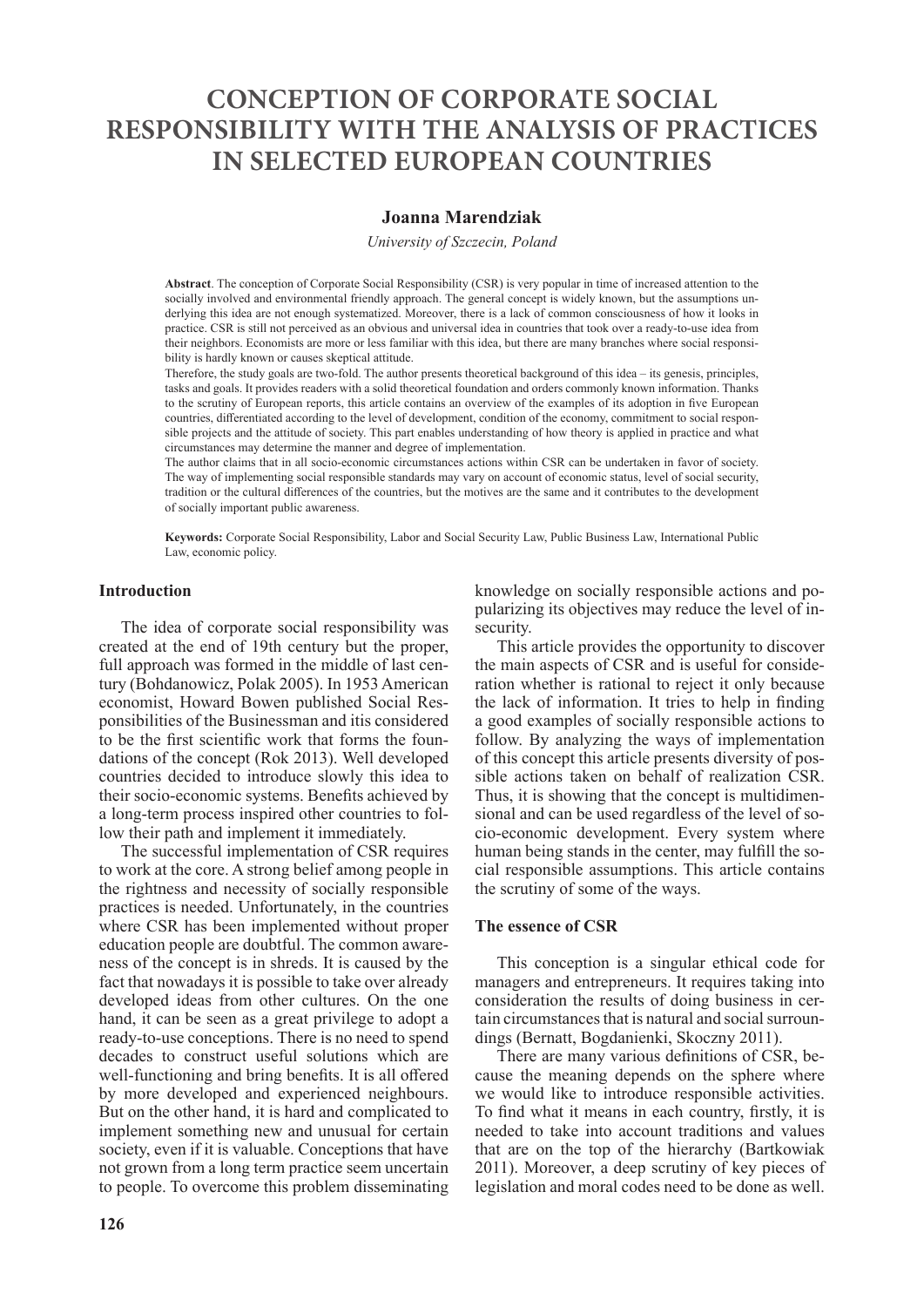# CONCEPTION OF CORPORATE SOCIAL RESPONSIBILITY WITH THE ANALYSIS OF PRACTICES IN SELECTED EUROPEAN COUNTRIES

**Joanna Marendziak**

*University of Szczecin, Poland*

**Abstract**. The conception of Corporate Social Responsibility (CSR) is very popular in time of increased attention to the socially involved and environmental friendly approach. The general concept is widely known, but the assumptions underlying this idea are not enough systematized. Moreover, there is a lack of common consciousness of how it looks in practice. CSR is still not perceived as an obvious and universal idea in countries that took over a ready-to-use idea from their neighbors. Economists are more or less familiar with this idea, but there are many branches where social responsibility is hardly known or causes skeptical attitude.

Therefore, the study goals are two-fold. The author presents theoretical background of this idea – its genesis, principles, tasks and goals. It provides readers with a solid theoretical foundation and orders commonly known information. Thanks to the scrutiny of European reports, this article contains an overview of the examples of its adoption in five European countries, differentiated according to the level of development, condition of the economy, commitment to social responsible projects and the attitude of society. This part enables understanding of how theory is applied in practice and what circumstances may determine the manner and degree of implementation.

The author claims that in all socio-economic circumstances actions within CSR can be undertaken in favor of society. The way of implementing social responsible standards may vary on account of economic status, level of social security, tradition or the cultural differences of the countries, but the motives are the same and it contributes to the development of socially important public awareness.

**Keywords:** Corporate Social Responsibility, Labor and Social Security Law, Public Business Law, International Public Law, economic policy.

## Introduction

The idea of corporate social responsibility was created at the end of 19th century but the proper, full approach was formed in the middle of last century (Bohdanowicz, Polak 2005). In 1953 American economist, Howard Bowen published Social Responsibilities of the Businessman and itis considered to be the first scientific work that forms the foundations of the concept (Rok 2013). Well developed countries decided to introduce slowly this idea to their socio-economic systems. Benefits achieved by a long-term process inspired other countries to follow their path and implement it immediately.

The successful implementation of CSR requires to work at the core. A strong belief among people in the rightness and necessity of socially responsible practices is needed. Unfortunately, in the countries where CSR has been implemented without proper education people are doubtful. The common awareness of the concept is in shreds. It is caused by the fact that nowadays it is possible to take over already developed ideas from other cultures. On the one hand, it can be seen as a great privilege to adopt a ready-to-use conceptions. There is no need to spend decades to construct useful solutions which are well-functioning and bring benefits. It is all offered by more developed and experienced neighbours. But on the other hand, it is hard and complicated to implement something new and unusual for certain society, even if it is valuable. Conceptions that have not grown from a long term practice seem uncertain to people. To overcome this problem disseminating knowledge on socially responsible actions and popularizing its objectives may reduce the level of insecurity.

This article provides the opportunity to discover the main aspects of CSR and is useful for consideration whether is rational to reject it only because the lack of information. It tries to help in finding a good examples of socially responsible actions to follow. By analyzing the ways of implementation of this concept this article presents diversity of possible actions taken on behalf of realization CSR. Thus, it is showing that the concept is multidimensional and can be used regardless of the level of socio-economic development. Every system where human being stands in the center, may fulfill the social responsible assumptions. This article contains the scrutiny of some of the ways.

## The essence of CSR

This conception is a singular ethical code for managers and entrepreneurs. It requires taking into consideration the results of doing business in certain circumstances that is natural and social surroundings (Bernatt, Bogdanienki, Skoczny 2011).

There are many various definitions of CSR, because the meaning depends on the sphere where we would like to introduce responsible activities. To find what it means in each country, firstly, it is needed to take into account traditions and values that are on the top of the hierarchy (Bartkowiak 2011). Moreover, a deep scrutiny of key pieces of legislation and moral codes need to be done as well.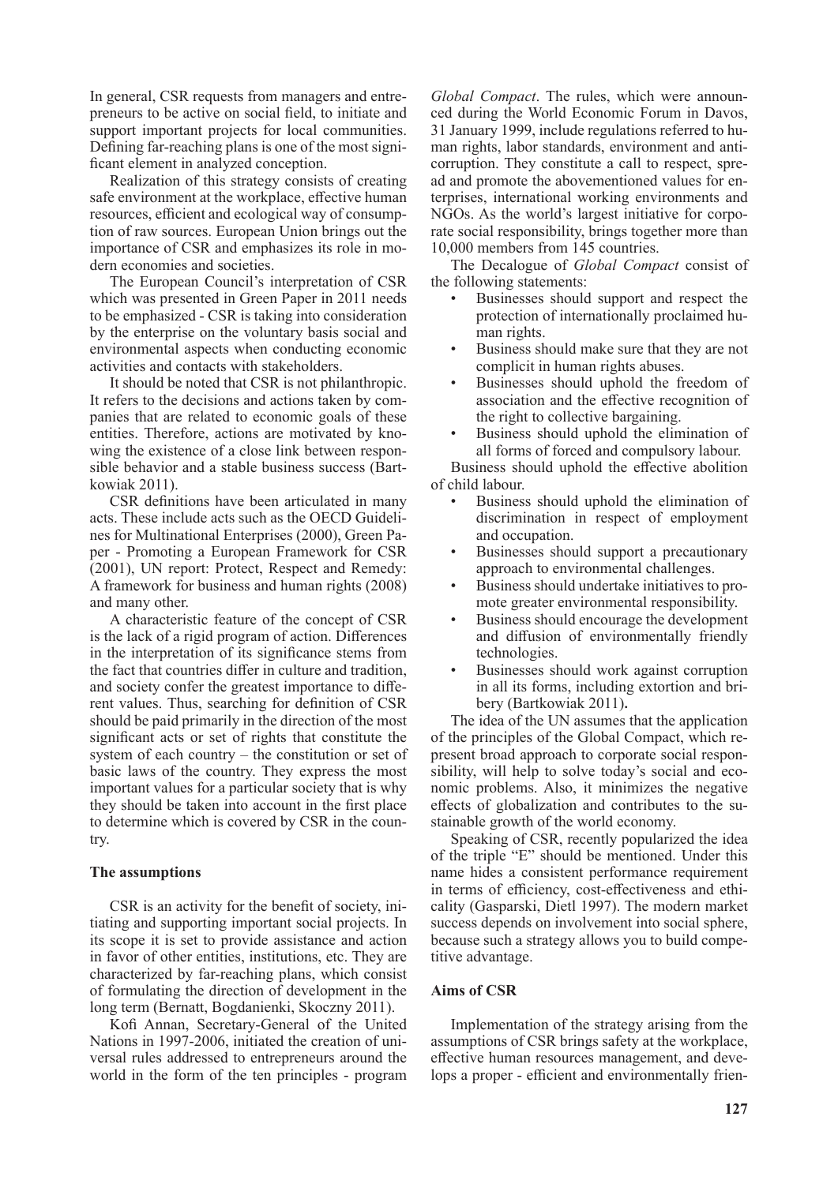In general, CSR requests from managers and entrepreneurs to be active on social field, to initiate and support important projects for local communities. Defining far-reaching plans is one of the most significant element in analyzed conception.

Realization of this strategy consists of creating safe environment at the workplace, effective human resources, efficient and ecological way of consumption of raw sources. European Union brings out the importance of CSR and emphasizes its role in modern economies and societies.

The European Council's interpretation of CSR which was presented in Green Paper in 2011 needs to be emphasized - CSR is taking into consideration by the enterprise on the voluntary basis social and environmental aspects when conducting economic activities and contacts with stakeholders.

It should be noted that CSR is not philanthropic. It refers to the decisions and actions taken by companies that are related to economic goals of these entities. Therefore, actions are motivated by knowing the existence of a close link between responsible behavior and a stable business success (Bartkowiak 2011).

CSR definitions have been articulated in many acts. These include acts such as the OECD Guidelines for Multinational Enterprises (2000), Green Paper - Promoting a European Framework for CSR (2001), UN report: Protect, Respect and Remedy: A framework for business and human rights (2008) and many other.

A characteristic feature of the concept of CSR is the lack of a rigid program of action. Differences in the interpretation of its significance stems from the fact that countries differ in culture and tradition, and society confer the greatest importance to different values. Thus, searching for definition of CSR should be paid primarily in the direction of the most significant acts or set of rights that constitute the system of each country – the constitution or set of basic laws of the country. They express the most important values for a particular society that is why they should be taken into account in the first place to determine which is covered by CSR in the country.

**The assumptions**

CSR is an activity for the benefit of society, initiating and supporting important social projects. In its scope it is set to provide assistance and action in favor of other entities, institutions, etc. They are characterized by far-reaching plans, which consist of formulating the direction of development in the long term (Bernatt, Bogdanienki, Skoczny 2011).

Kofi Annan, Secretary-General of the United Nations in 1997-2006, initiated the creation of universal rules addressed to entrepreneurs around the world in the form of the ten principles - program *Global Compact*. The rules, which were announced during the World Economic Forum in Davos, 31 January 1999, include regulations referred to human rights, labor standards, environment and anti-corruption. They constitute a call to respect, spread and promote the abovementioned values for enterprises, international working environments and NGOs. As the world's largest initiative for corporate social responsibility, brings together more than 10,000 members from 145 countries.

The Decalogue of *Global Compact* consist of the following statements:

- Businesses should support and respect the protection of internationally proclaimed human rights.
- Business should make sure that they are not complicit in human rights abuses.
- Businesses should uphold the freedom of association and the effective recognition of the right to collective bargaining.
- Business should uphold the elimination of all forms of forced and compulsory labour.

Business should uphold the effective abolition of child labour.

- Business should uphold the elimination of discrimination in respect of employment and occupation.
- Businesses should support a precautionary approach to environmental challenges.
- Business should undertake initiatives to promote greater environmental responsibility.
- Business should encourage the development and diffusion of environmentally friendly technologies.
- Businesses should work against corruption in all its forms, including extortion and bribery (Bartkowiak 2011).

The idea of the UN assumes that the application of the principles of the Global Compact, which represent broad approach to corporate social responsibility, will help to solve today's social and economic problems. Also, it minimizes the negative effects of globalization and contributes to the sustainable growth of the world economy.

Speaking of CSR, recently popularized the idea of the triple "E" should be mentioned. Under this name hides a consistent performance requirement in terms of efficiency, cost-effectiveness and ethicality (Gasparski, Dietl 1997). The modern market success depends on involvement into social sphere, because such a strategy allows you to build competitive advantage.

**Aims of CSR**

Implementation of the strategy arising from the assumptions of CSR brings safety at the workplace, effective human resources management, and develops a proper - efficient and environmentally frien-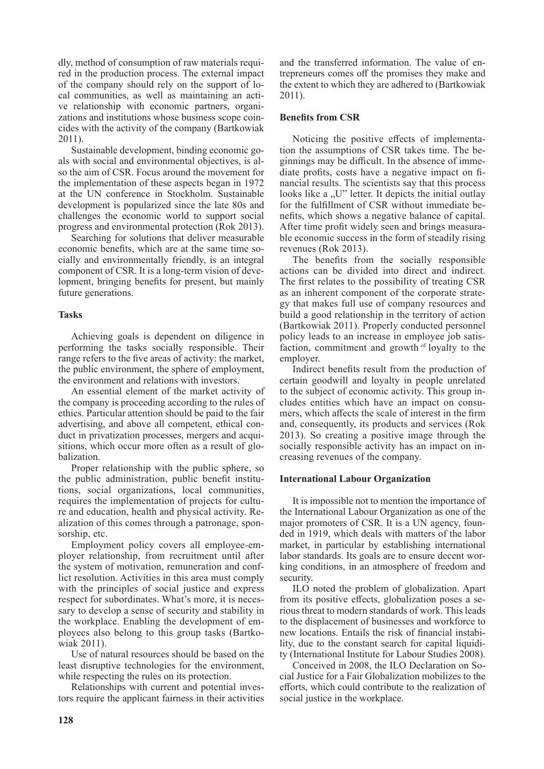dly, method of consumption of raw materials required in the production process. The external impact of the company should rely on the support of local communities, as well as maintaining an active relationship with economic partners, organizations and institutions whose business scope coincides with the activity of the company (Bartkowiak 2011).

Sustainable development, binding economic goals with social and environmental objectives, is also the aim of CSR. Focus around the movement for the implementation of these aspects began in 1972 at the UN conference in Stockholm. Sustainable development is popularized since the late 80s and challenges the economic world to support social progress and environmental protection (Rok 2013).

Searching for solutions that deliver measurable economic benefits, which are at the same time socially and environmentally friendly, is an integral component of CSR. It is a long-term vision of development, bringing benefits for present, but mainly future generations.

### Tasks

Achieving goals is dependent on diligence in performing the tasks socially responsible. Their range refers to the five areas of activity: the market, the public environment, the sphere of employment, the environment and relations with investors.

An essential element of the market activity of the company is proceeding according to the rules of ethics. Particular attention should be paid to the fair advertising, and above all competent, ethical conduct in privatization processes, mergers and acquisitions, which occur more often as a result of globalization.

Proper relationship with the public sphere, so the public administration, public benefit institutions, social organizations, local communities, requires the implementation of projects for culture and education, health and physical activity. Realization of this comes through a patronage, sponsorship, etc.

Employment policy covers all employee-employer relationship, from recruitment until after the system of motivation, remuneration and conflict resolution. Activities in this area must comply with the principles of social justice and express respect for subordinates. What's more, it is necessary to develop a sense of security and stability in the workplace. Enabling the development of employees also belong to this group tasks (Bartkowiak 2011).

Use of natural resources should be based on the least disruptive technologies for the environment, while respecting the rules on its protection.

Relationships with current and potential investors require the applicant fairness in their activities and the transferred information. The value of entrepreneurs comes off the promises they make and the extent to which they are adhered to (Bartkowiak 2011).

### Benefits from CSR

Noticing the positive effects of implementation the assumptions of CSR takes time. The beginnings may be difficult. In the absence of immediate profits, costs have a negative impact on financial results. The scientists say that this process looks like a „U" letter. It depicts the initial outlay for the fulfillment of CSR without immediate benefits, which shows a negative balance of capital. After time profit widely seen and brings measurable economic success in the form of steadily rising revenues (Rok 2013).

The benefits from the socially responsible actions can be divided into direct and indirect. The first relates to the possibility of treating CSR as an inherent component of the corporate strategy that makes full use of company resources and build a good relationship in the territory of action (Bartkowiak 2011). Properly conducted personnel policy leads to an increase in employee job satisfaction, commitment and growth of loyalty to the employer.

Indirect benefits result from the production of certain goodwill and loyalty in people unrelated to the subject of economic activity. This group includes entities which have an impact on consumers, which affects the scale of interest in the firm and, consequently, its products and services (Rok 2013). So creating a positive image through the socially responsible activity has an impact on increasing revenues of the company.

### International Labour Organization

It is impossible not to mention the importance of the International Labour Organization as one of the major promoters of CSR. It is a UN agency, founded in 1919, which deals with matters of the labor market, in particular by establishing international labor standards. Its goals are to ensure decent working conditions, in an atmosphere of freedom and security.

ILO noted the problem of globalization. Apart from its positive effects, globalization poses a serious threat to modern standards of work. This leads to the displacement of businesses and workforce to new locations. Entails the risk of financial instability, due to the constant search for capital liquidity (International Institute for Labour Studies 2008).

Conceived in 2008, the ILO Declaration on Social Justice for a Fair Globalization mobilizes to the efforts, which could contribute to the realization of social justice in the workplace.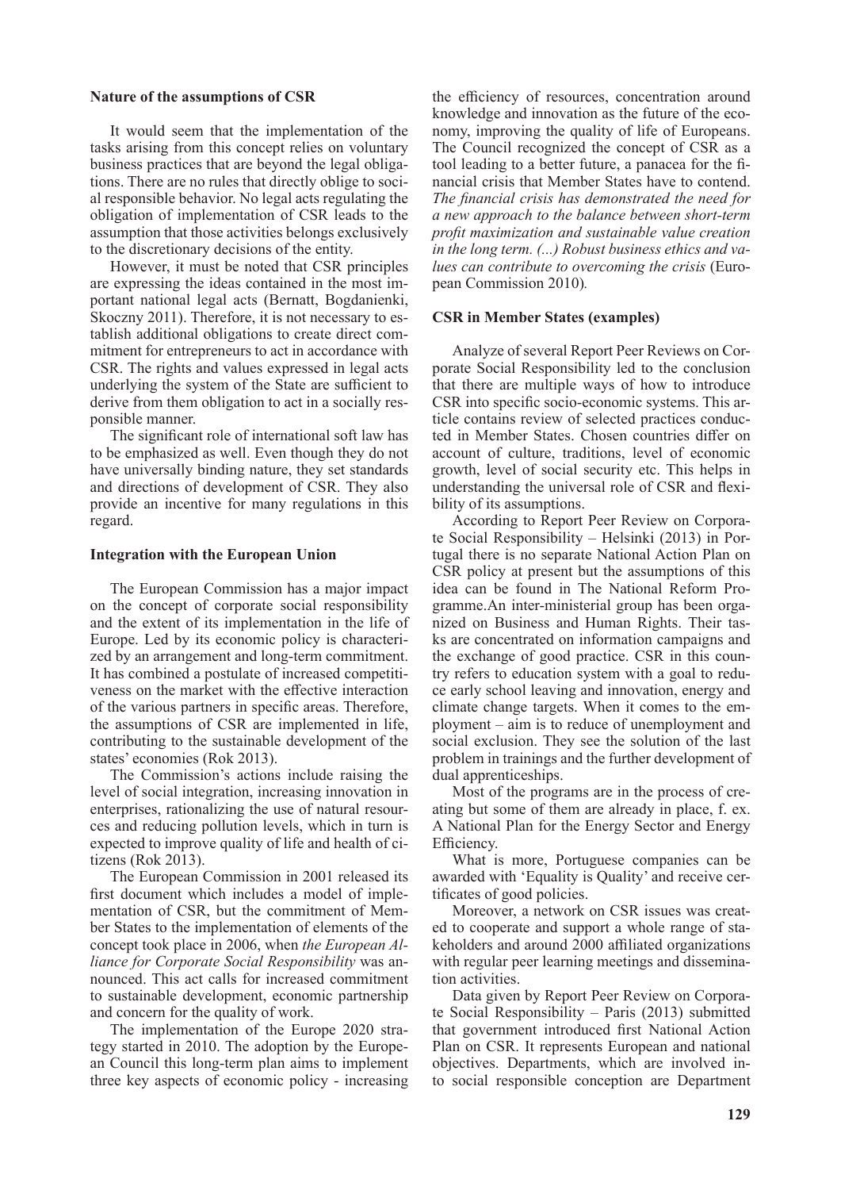**Nature of the assumptions of CSR**

It would seem that the implementation of the tasks arising from this concept relies on voluntary business practices that are beyond the legal obligations. There are no rules that directly oblige to social responsible behavior. No legal acts regulating the obligation of implementation of CSR leads to the assumption that those activities belongs exclusively to the discretionary decisions of the entity.

However, it must be noted that CSR principles are expressing the ideas contained in the most important national legal acts (Bernatt, Bogdanienki, Skoczny 2011). Therefore, it is not necessary to establish additional obligations to create direct commitment for entrepreneurs to act in accordance with CSR. The rights and values expressed in legal acts underlying the system of the State are sufficient to derive from them obligation to act in a socially responsible manner.

The significant role of international soft law has to be emphasized as well. Even though they do not have universally binding nature, they set standards and directions of development of CSR. They also provide an incentive for many regulations in this regard.

**Integration with the European Union**

The European Commission has a major impact on the concept of corporate social responsibility and the extent of its implementation in the life of Europe. Led by its economic policy is characterized by an arrangement and long-term commitment. It has combined a postulate of increased competitiveness on the market with the effective interaction of the various partners in specific areas. Therefore, the assumptions of CSR are implemented in life, contributing to the sustainable development of the states' economies (Rok 2013).

The Commission's actions include raising the level of social integration, increasing innovation in enterprises, rationalizing the use of natural resources and reducing pollution levels, which in turn is expected to improve quality of life and health of citizens (Rok 2013).

The European Commission in 2001 released its first document which includes a model of implementation of CSR, but the commitment of Member States to the implementation of elements of the concept took place in 2006, when *the European Alliance for Corporate Social Responsibility* was announced. This act calls for increased commitment to sustainable development, economic partnership and concern for the quality of work.

The implementation of the Europe 2020 strategy started in 2010. The adoption by the European Council this long-term plan aims to implement three key aspects of economic policy - increasing the efficiency of resources, concentration around knowledge and innovation as the future of the economy, improving the quality of life of Europeans. The Council recognized the concept of CSR as a tool leading to a better future, a panacea for the financial crisis that Member States have to contend. *The financial crisis has demonstrated the need for a new approach to the balance between short-term profit maximization and sustainable value creation in the long term. (...) Robust business ethics and values can contribute to overcoming the crisis* (European Commission 2010).

**CSR in Member States (examples)**

Analyze of several Report Peer Reviews on Corporate Social Responsibility led to the conclusion that there are multiple ways of how to introduce CSR into specific socio-economic systems. This article contains review of selected practices conducted in Member States. Chosen countries differ on account of culture, traditions, level of economic growth, level of social security etc. This helps in understanding the universal role of CSR and flexibility of its assumptions.

According to Report Peer Review on Corporate Social Responsibility – Helsinki (2013) in Portugal there is no separate National Action Plan on CSR policy at present but the assumptions of this idea can be found in The National Reform Programme.An inter-ministerial group has been organized on Business and Human Rights. Their tasks are concentrated on information campaigns and the exchange of good practice. CSR in this country refers to education system with a goal to reduce early school leaving and innovation, energy and climate change targets. When it comes to the employment – aim is to reduce of unemployment and social exclusion. They see the solution of the last problem in trainings and the further development of dual apprenticeships.

Most of the programs are in the process of creating but some of them are already in place, f. ex. A National Plan for the Energy Sector and Energy Efficiency.

What is more, Portuguese companies can be awarded with 'Equality is Quality' and receive certificates of good policies.

Moreover, a network on CSR issues was created to cooperate and support a whole range of stakeholders and around 2000 affiliated organizations with regular peer learning meetings and dissemination activities.

Data given by Report Peer Review on Corporate Social Responsibility – Paris (2013) submitted that government introduced first National Action Plan on CSR. It represents European and national objectives. Departments, which are involved into social responsible conception are Department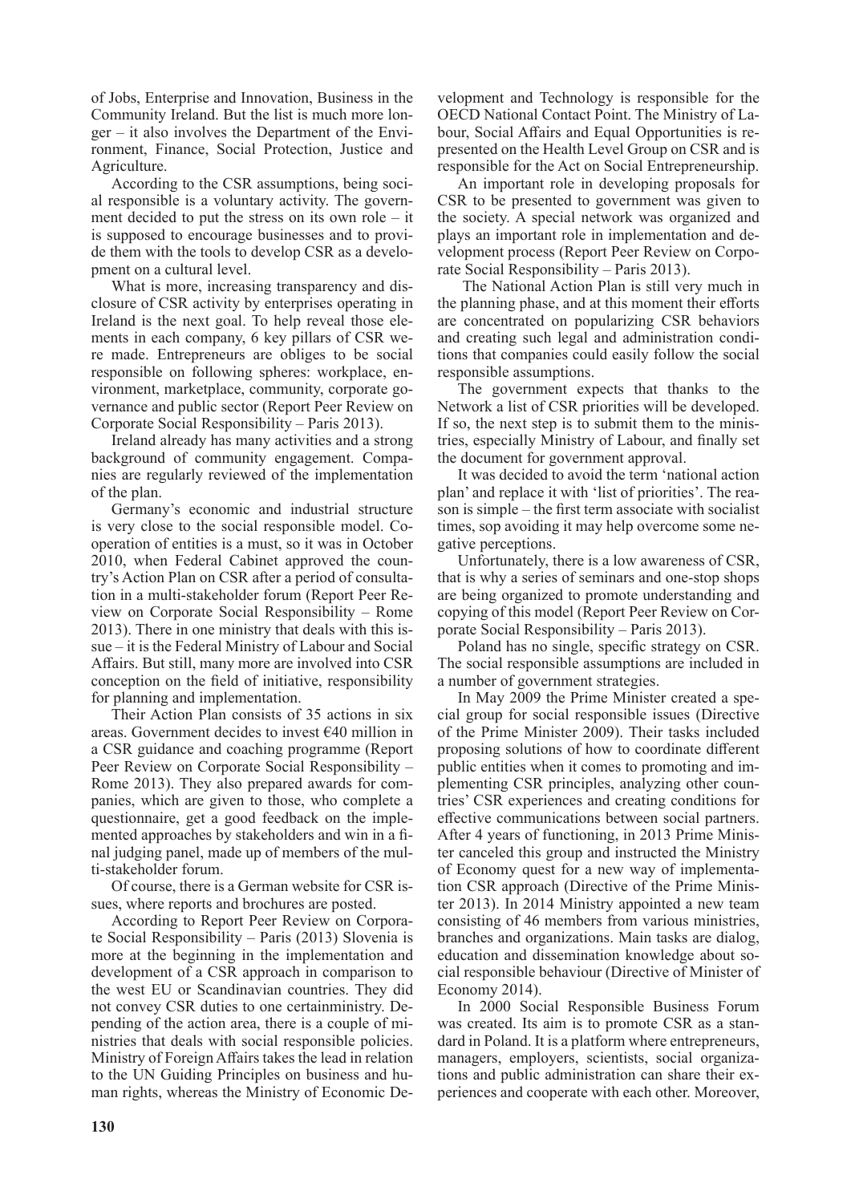of Jobs, Enterprise and Innovation, Business in the Community Ireland. But the list is much more longer – it also involves the Department of the Environment, Finance, Social Protection, Justice and Agriculture.

According to the CSR assumptions, being social responsible is a voluntary activity. The government decided to put the stress on its own role – it is supposed to encourage businesses and to provide them with the tools to develop CSR as a development on a cultural level.

What is more, increasing transparency and disclosure of CSR activity by enterprises operating in Ireland is the next goal. To help reveal those elements in each company, 6 key pillars of CSR were made. Entrepreneurs are obliges to be social responsible on following spheres: workplace, environment, marketplace, community, corporate governance and public sector (Report Peer Review on Corporate Social Responsibility – Paris 2013).

Ireland already has many activities and a strong background of community engagement. Companies are regularly reviewed of the implementation of the plan.

Germany's economic and industrial structure is very close to the social responsible model. Cooperation of entities is a must, so it was in October 2010, when Federal Cabinet approved the country's Action Plan on CSR after a period of consultation in a multi-stakeholder forum (Report Peer Review on Corporate Social Responsibility – Rome 2013). There in one ministry that deals with this issue – it is the Federal Ministry of Labour and Social Affairs. But still, many more are involved into CSR conception on the field of initiative, responsibility for planning and implementation.

Their Action Plan consists of 35 actions in six areas. Government decides to invest €40 million in a CSR guidance and coaching programme (Report Peer Review on Corporate Social Responsibility – Rome 2013). They also prepared awards for companies, which are given to those, who complete a questionnaire, get a good feedback on the implemented approaches by stakeholders and win in a final judging panel, made up of members of the multi-stakeholder forum.

Of course, there is a German website for CSR issues, where reports and brochures are posted.

According to Report Peer Review on Corporate Social Responsibility – Paris (2013) Slovenia is more at the beginning in the implementation and development of a CSR approach in comparison to the west EU or Scandinavian countries. They did not convey CSR duties to one certainministry. Depending of the action area, there is a couple of ministries that deals with social responsible policies. Ministry of Foreign Affairs takes the lead in relation to the UN Guiding Principles on business and human rights, whereas the Ministry of Economic Development and Technology is responsible for the OECD National Contact Point. The Ministry of Labour, Social Affairs and Equal Opportunities is represented on the Health Level Group on CSR and is responsible for the Act on Social Entrepreneurship.

An important role in developing proposals for CSR to be presented to government was given to the society. A special network was organized and plays an important role in implementation and development process (Report Peer Review on Corporate Social Responsibility – Paris 2013).

The National Action Plan is still very much in the planning phase, and at this moment their efforts are concentrated on popularizing CSR behaviors and creating such legal and administration conditions that companies could easily follow the social responsible assumptions.

The government expects that thanks to the Network a list of CSR priorities will be developed. If so, the next step is to submit them to the ministries, especially Ministry of Labour, and finally set the document for government approval.

It was decided to avoid the term 'national action plan' and replace it with 'list of priorities'. The reason is simple – the first term associate with socialist times, sop avoiding it may help overcome some negative perceptions.

Unfortunately, there is a low awareness of CSR, that is why a series of seminars and one-stop shops are being organized to promote understanding and copying of this model (Report Peer Review on Corporate Social Responsibility – Paris 2013).

Poland has no single, specific strategy on CSR. The social responsible assumptions are included in a number of government strategies.

In May 2009 the Prime Minister created a special group for social responsible issues (Directive of the Prime Minister 2009). Their tasks included proposing solutions of how to coordinate different public entities when it comes to promoting and implementing CSR principles, analyzing other countries' CSR experiences and creating conditions for effective communications between social partners. After 4 years of functioning, in 2013 Prime Minister canceled this group and instructed the Ministry of Economy quest for a new way of implementation CSR approach (Directive of the Prime Minister 2013). In 2014 Ministry appointed a new team consisting of 46 members from various ministries, branches and organizations. Main tasks are dialog, education and dissemination knowledge about social responsible behaviour (Directive of Minister of Economy 2014).

In 2000 Social Responsible Business Forum was created. Its aim is to promote CSR as a standard in Poland. It is a platform where entrepreneurs, managers, employers, scientists, social organizations and public administration can share their experiences and cooperate with each other. Moreover,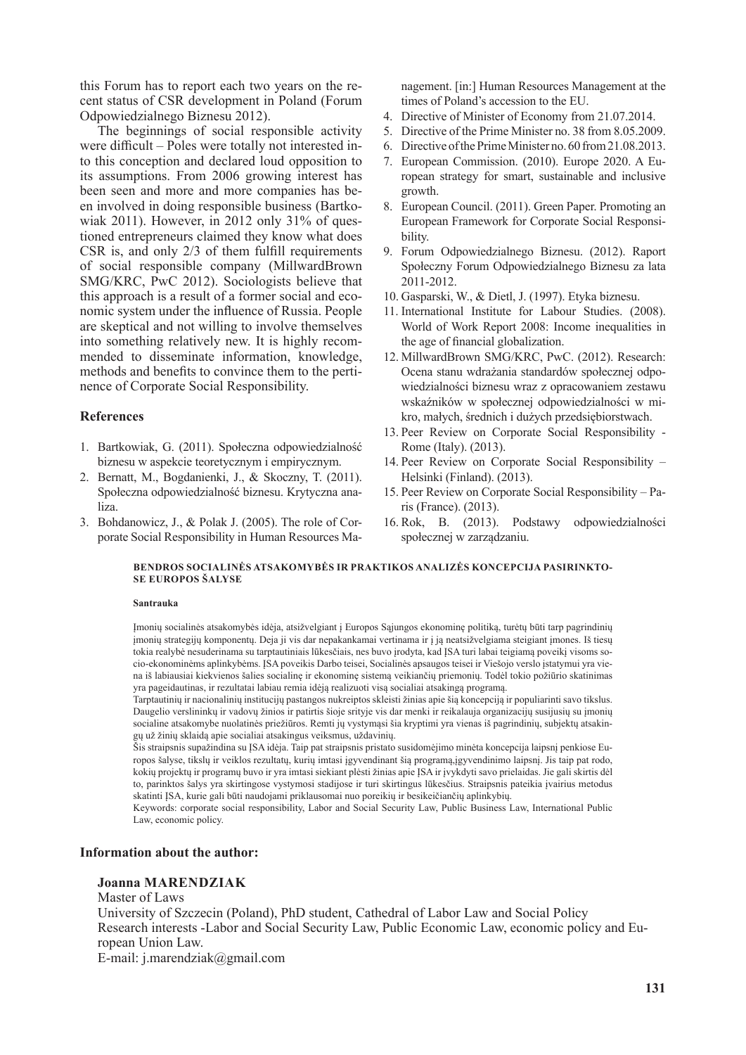this Forum has to report each two years on the recent status of CSR development in Poland (Forum Odpowiedzialnego Biznesu 2012).

The beginnings of social responsible activity were difficult – Poles were totally not interested into this conception and declared loud opposition to its assumptions. From 2006 growing interest has been seen and more and more companies has been involved in doing responsible business (Bartkowiak 2011). However, in 2012 only 31% of questioned entrepreneurs claimed they know what does CSR is, and only 2/3 of them fulfill requirements of social responsible company (MillwardBrown SMG/KRC, PwC 2012). Sociologists believe that this approach is a result of a former social and economic system under the influence of Russia. People are skeptical and not willing to involve themselves into something relatively new. It is highly recommended to disseminate information, knowledge, methods and benefits to convince them to the pertinence of Corporate Social Responsibility.

## References

1. Bartkowiak, G. (2011). Społeczna odpowiedzialność biznesu w aspekcie teoretycznym i empirycznym.
2. Bernatt, M., Bogdanienki, J., & Skoczny, T. (2011). Społeczna odpowiedzialność biznesu. Krytyczna analiza.
3. Bohdanowicz, J., & Polak J. (2005). The role of Corporate Social Responsibility in Human Resources Management. [in:] Human Resources Management at the times of Poland's accession to the EU.
4. Directive of Minister of Economy from 21.07.2014.
5. Directive of the Prime Minister no. 38 from 8.05.2009.
6. Directive of the Prime Minister no. 60 from 21.08.2013.
7. European Commission. (2010). Europe 2020. A European strategy for smart, sustainable and inclusive growth.
8. European Council. (2011). Green Paper. Promoting an European Framework for Corporate Social Responsibility.
9. Forum Odpowiedzialnego Biznesu. (2012). Raport Społeczny Forum Odpowiedzialnego Biznesu za lata 2011-2012.
10. Gasparski, W., & Dietl, J. (1997). Etyka biznesu.
11. International Institute for Labour Studies. (2008). World of Work Report 2008: Income inequalities in the age of financial globalization.
12. MillwardBrown SMG/KRC, PwC. (2012). Research: Ocena stanu wdrażania standardów społecznej odpowiedzialności biznesu wraz z opracowaniem zestawu wskaźników w społecznej odpowiedzialności w mikro, małych, średnich i dużych przedsiębiorstwach.
13. Peer Review on Corporate Social Responsibility - Rome (Italy). (2013).
14. Peer Review on Corporate Social Responsibility – Helsinki (Finland). (2013).
15. Peer Review on Corporate Social Responsibility – Paris (France). (2013).
16. Rok, B. (2013). Podstawy odpowiedzialności społecznej w zarządzaniu.

### BENDROS SOCIALINĖS ATSAKOMYBĖS IR PRAKTIKOS ANALIZĖS KONCEPCIJA PASIRINKTOSE EUROPOS ŠALYSE

**Santrauka**

Įmonių socialinės atsakomybės idėja, atsižvelgiant į Europos Sąjungos ekonominę politiką, turėtų būti tarp pagrindinių įmonių strategijų komponentų. Deja ji vis dar nepakankamai vertinama ir į ją neatsižvelgiama steigiant įmones. Iš tiesų tokia realybė nesuderinama su tarptautiniais lūkesčiais, nes buvo įrodyta, kad ĮSA turi labai teigiamą poveikį visoms socio-ekonominėms aplinkybėms. ĮSA poveikis Darbo teisei, Socialinės apsaugos teisei ir Viešojo verslo įstatymui yra viena iš labiausiai kiekvienos šalies socialinę ir ekonominę sistemą veikiančių priemonių. Todėl tokio požiūrio skatinimas yra pageidautinas, ir rezultatai labiau remia idėją realizuoti visą socialiai atsakingą programą.

Tarptautinių ir nacionalinių institucijų pastangos nukreiptos skleisti žinias apie šią koncepciją ir populiarinti savo tikslus. Daugelio verslininkų ir vadovų žinios ir patirtis šioje srityje vis dar menki ir reikalauja organizacijų susijusių su įmonių socialine atsakomybe nuolatinės priežiūros. Remti jų vystymąsi šia kryptimi yra vienas iš pagrindinių, subjektų atsakingų už žinių sklaidą apie socialiai atsakingus veiksmus, uždavinių.

Šis straipsnis supažindina su ĮSA idėja. Taip pat straipsnis pristato susidomėjimo minėta koncepcija laipsnį penkiose Europos šalyse, tikslų ir veiklos rezultatų, kurių imtasi įgyvendinant šią programą,įgyvendinimo laipsnį. Jis taip pat rodo, kokių projektų ir programų buvo ir yra imtasi siekiant plėsti žinias apie ĮSA ir įvykdyti savo prielaidas. Jie gali skirtis dėl to, parinktos šalys yra skirtingose vystymosi stadijose ir turi skirtingus lūkesčius. Straipsnis pateikia įvairius metodus skatinti ĮSA, kurie gali būti naudojami priklausomai nuo poreikių ir besikeičiančių aplinkybių.

Keywords: corporate social responsibility, Labor and Social Security Law, Public Business Law, International Public Law, economic policy.

## Information about the author:

**Joanna MARENDZIAK**
Master of Laws
University of Szczecin (Poland), PhD student, Cathedral of Labor Law and Social Policy
Research interests -Labor and Social Security Law, Public Economic Law, economic policy and European Union Law.
E-mail: j.marendziak@gmail.com